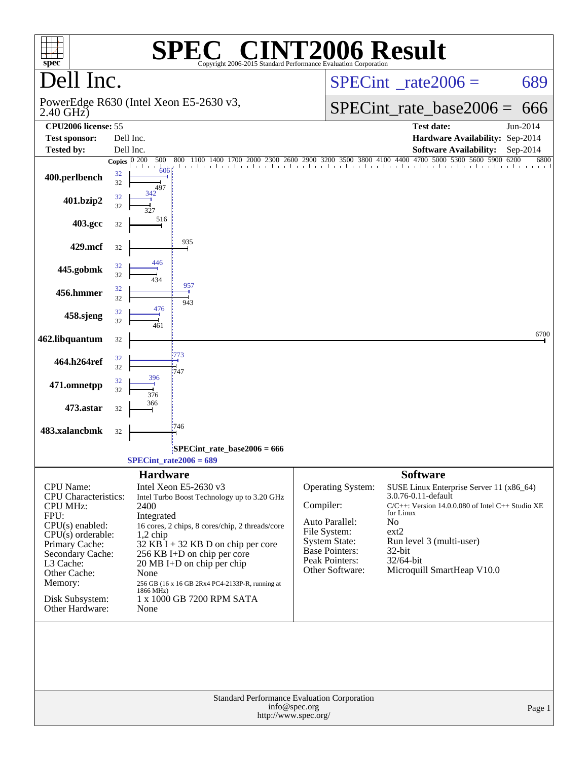# SPEC CINT2006 Result

Copyright 2006-2015 Standard Performance Evaluation Corporation

## Dell Inc.

PowerEdge R630 (Intel Xeon E5-2630 v3, 2.40 GHz)

SPECint_rate2006 = 689

SPECint_rate_base2006 = 666

| | | | |
|---|---|---|---|
| **CPU2006 license:** | 55 | **Test date:** | Jun-2014 |
| **Test sponsor:** | Dell Inc. | **Hardware Availability:** | Sep-2014 |
| **Tested by:** | Dell Inc. | **Software Availability:** | Sep-2014 |

| Benchmark | Copies (peak) | Copies (base) | Peak | Base |
|---|---|---|---|---|
| 400.perlbench | 32 | 32 | 606 | 497 |
| 401.bzip2 | 32 | 32 | 342 | 327 |
| 403.gcc | | 32 | | 516 |
| 429.mcf | | 32 | | 935 |
| 445.gobmk | 32 | 32 | 446 | 434 |
| 456.hmmer | 32 | 32 | 957 | 943 |
| 458.sjeng | 32 | 32 | 476 | 461 |
| 462.libquantum | | 32 | | 6700 |
| 464.h264ref | 32 | 32 | 773 | 747 |
| 471.omnetpp | 32 | 32 | 396 | 376 |
| 473.astar | | 32 | | 366 |
| 483.xalancbmk | | 32 | | 746 |

SPECint_rate_base2006 = 666

SPECint_rate2006 = 689

### Hardware

| | |
|---|---|
| CPU Name: | Intel Xeon E5-2630 v3 |
| CPU Characteristics: | Intel Turbo Boost Technology up to 3.20 GHz |
| CPU MHz: | 2400 |
| FPU: | Integrated |
| CPU(s) enabled: | 16 cores, 2 chips, 8 cores/chip, 2 threads/core |
| CPU(s) orderable: | 1,2 chip |
| Primary Cache: | 32 KB I + 32 KB D on chip per core |
| Secondary Cache: | 256 KB I+D on chip per core |
| L3 Cache: | 20 MB I+D on chip per chip |
| Other Cache: | None |
| Memory: | 256 GB (16 x 16 GB 2Rx4 PC4-2133P-R, running at 1866 MHz) |
| Disk Subsystem: | 1 x 1000 GB 7200 RPM SATA |
| Other Hardware: | None |

### Software

| | |
|---|---|
| Operating System: | SUSE Linux Enterprise Server 11 (x86_64) 3.0.76-0.11-default |
| Compiler: | C/C++: Version 14.0.0.080 of Intel C++ Studio XE for Linux |
| Auto Parallel: | No |
| File System: | ext2 |
| System State: | Run level 3 (multi-user) |
| Base Pointers: | 32-bit |
| Peak Pointers: | 32/64-bit |
| Other Software: | Microquill SmartHeap V10.0 |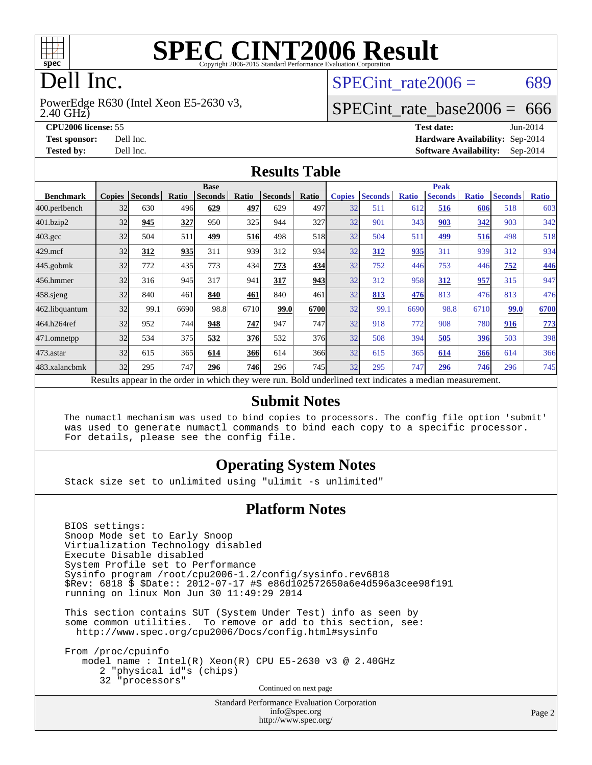# SPEC CINT2006 Result

Copyright 2006-2015 Standard Performance Evaluation Corporation

# Dell Inc.

PowerEdge R630 (Intel Xeon E5-2630 v3, 2.40 GHz)

SPECint_rate2006 = 689

SPECint_rate_base2006 = 666

**CPU2006 license:** 55
**Test sponsor:** Dell Inc.
**Tested by:** Dell Inc.

**Test date:** Jun-2014
**Hardware Availability:** Sep-2014
**Software Availability:** Sep-2014

## Results Table

| Benchmark | Base | | | | | | | Peak | | | | | | |
|---|---|---|---|---|---|---|---|---|---|---|---|---|---|---|
| | Copies | Seconds | Ratio | Seconds | Ratio | Seconds | Ratio | Copies | Seconds | Ratio | Seconds | Ratio | Seconds | Ratio |
| 400.perlbench | 32 | 630 | 496 | **629** | **497** | 629 | 497 | 32 | 511 | 612 | **516** | **606** | 518 | 603 |
| 401.bzip2 | 32 | **945** | **327** | 950 | 325 | 944 | 327 | 32 | 901 | 343 | **903** | **342** | 903 | 342 |
| 403.gcc | 32 | 504 | 511 | **499** | **516** | 498 | 518 | 32 | 504 | 511 | **499** | **516** | 498 | 518 |
| 429.mcf | 32 | **312** | **935** | 311 | 939 | 312 | 934 | 32 | **312** | **935** | 311 | 939 | 312 | 934 |
| 445.gobmk | 32 | 772 | 435 | 773 | 434 | **773** | **434** | 32 | 752 | 446 | 753 | 446 | **752** | **446** |
| 456.hmmer | 32 | 316 | 945 | 317 | 941 | **317** | **943** | 32 | 312 | 958 | **312** | **957** | 315 | 947 |
| 458.sjeng | 32 | 840 | 461 | **840** | **461** | 840 | 461 | 32 | **813** | **476** | 813 | 476 | 813 | 476 |
| 462.libquantum | 32 | 99.1 | 6690 | 98.8 | 6710 | **99.0** | **6700** | 32 | 99.1 | 6690 | 98.8 | 6710 | **99.0** | **6700** |
| 464.h264ref | 32 | 952 | 744 | **948** | **747** | 947 | 747 | 32 | 918 | 772 | 908 | 780 | **916** | **773** |
| 471.omnetpp | 32 | 534 | 375 | **532** | **376** | 532 | 376 | 32 | 508 | 394 | **505** | **396** | 503 | 398 |
| 473.astar | 32 | 615 | 365 | **614** | **366** | 614 | 366 | 32 | 615 | 365 | **614** | **366** | 614 | 366 |
| 483.xalancbmk | 32 | 295 | 747 | **296** | **746** | 296 | 745 | 32 | 295 | 747 | **296** | **746** | 296 | 745 |

Results appear in the order in which they were run. Bold underlined text indicates a median measurement.

## Submit Notes

```
The numactl mechanism was used to bind copies to processors. The config file option 'submit'
was used to generate numactl commands to bind each copy to a specific processor.
For details, please see the config file.
```

## Operating System Notes

```
Stack size set to unlimited using "ulimit -s unlimited"
```

## Platform Notes

```
BIOS settings:
Snoop Mode set to Early Snoop
Virtualization Technology disabled
Execute Disable disabled
System Profile set to Performance
Sysinfo program /root/cpu2006-1.2/config/sysinfo.rev6818
$Rev: 6818 $ $Date:: 2012-07-17 #$ e86d102572650a6e4d596a3cee98f191
running on linux Mon Jun 30 11:49:29 2014

This section contains SUT (System Under Test) info as seen by
some common utilities.  To remove or add to this section, see:
  http://www.spec.org/cpu2006/Docs/config.html#sysinfo

From /proc/cpuinfo
   model name : Intel(R) Xeon(R) CPU E5-2630 v3 @ 2.40GHz
      2 "physical id"s (chips)
      32 "processors"
```

Continued on next page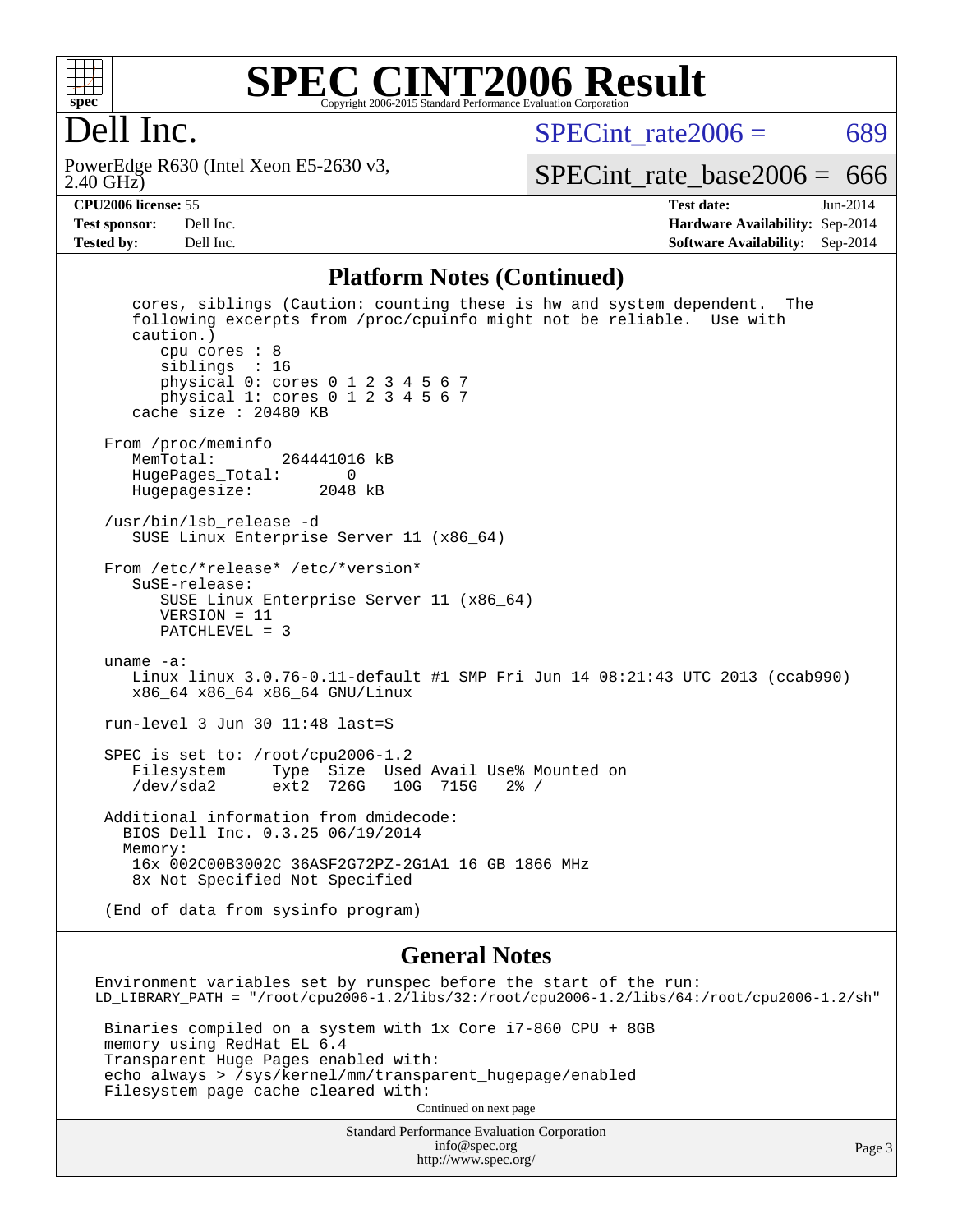# SPEC CINT2006 Result

Copyright 2006-2015 Standard Performance Evaluation Corporation

# Dell Inc.

PowerEdge R630 (Intel Xeon E5-2630 v3, 2.40 GHz)

SPECint_rate2006 = 689

SPECint_rate_base2006 = 666

**CPU2006 license:** 55
**Test sponsor:** Dell Inc.
**Tested by:** Dell Inc.

**Test date:** Jun-2014
**Hardware Availability:** Sep-2014
**Software Availability:** Sep-2014

## Platform Notes (Continued)

```
    cores, siblings (Caution: counting these is hw and system dependent.  The
    following excerpts from /proc/cpuinfo might not be reliable.  Use with
    caution.)
       cpu cores : 8
       siblings  : 16
       physical 0: cores 0 1 2 3 4 5 6 7
       physical 1: cores 0 1 2 3 4 5 6 7
    cache size : 20480 KB

 From /proc/meminfo
    MemTotal:       264441016 kB
    HugePages_Total:       0
    Hugepagesize:       2048 kB

 /usr/bin/lsb_release -d
    SUSE Linux Enterprise Server 11 (x86_64)

 From /etc/*release* /etc/*version*
    SuSE-release:
       SUSE Linux Enterprise Server 11 (x86_64)
       VERSION = 11
       PATCHLEVEL = 3

 uname -a:
    Linux linux 3.0.76-0.11-default #1 SMP Fri Jun 14 08:21:43 UTC 2013 (ccab990)
    x86_64 x86_64 x86_64 GNU/Linux

 run-level 3 Jun 30 11:48 last=S

 SPEC is set to: /root/cpu2006-1.2
    Filesystem     Type  Size  Used Avail Use% Mounted on
    /dev/sda2      ext2  726G   10G  715G   2% /

 Additional information from dmidecode:
   BIOS Dell Inc. 0.3.25 06/19/2014
   Memory:
    16x 002C00B3002C 36ASF2G72PZ-2G1A1 16 GB 1866 MHz
    8x Not Specified Not Specified

 (End of data from sysinfo program)
```

## General Notes

```
Environment variables set by runspec before the start of the run:
LD_LIBRARY_PATH = "/root/cpu2006-1.2/libs/32:/root/cpu2006-1.2/libs/64:/root/cpu2006-1.2/sh"

 Binaries compiled on a system with 1x Core i7-860 CPU + 8GB
 memory using RedHat EL 6.4
 Transparent Huge Pages enabled with:
 echo always > /sys/kernel/mm/transparent_hugepage/enabled
 Filesystem page cache cleared with:
```

Continued on next page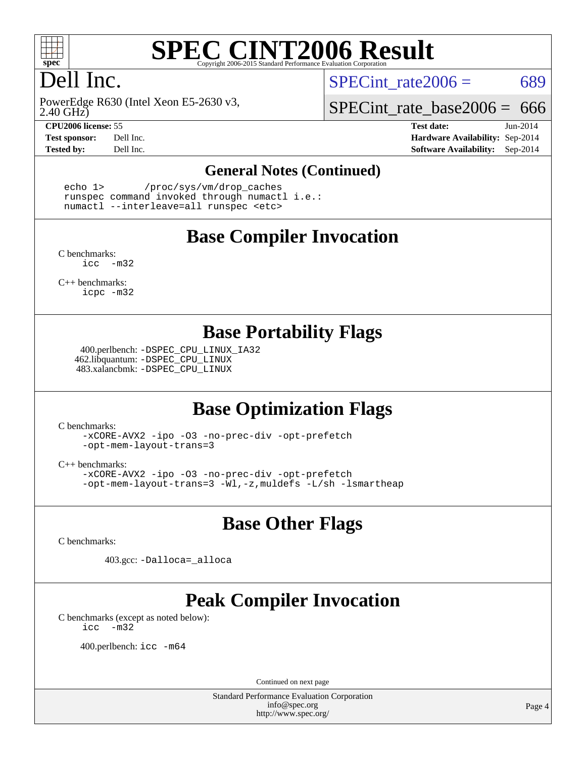# SPEC CINT2006 Result

Copyright 2006-2015 Standard Performance Evaluation Corporation

# Dell Inc.

PowerEdge R630 (Intel Xeon E5-2630 v3, 2.40 GHz)

SPECint_rate2006 = 689

SPECint_rate_base2006 = 666

**CPU2006 license:** 55
**Test sponsor:** Dell Inc.
**Tested by:** Dell Inc.

**Test date:** Jun-2014
**Hardware Availability:** Sep-2014
**Software Availability:** Sep-2014

## General Notes (Continued)

```
echo 1>       /proc/sys/vm/drop_caches
runspec command invoked through numactl i.e.:
numactl --interleave=all runspec <etc>
```

## Base Compiler Invocation

C benchmarks:
  icc   -m32

C++ benchmarks:
  icpc -m32

## Base Portability Flags

400.perlbench: -DSPEC_CPU_LINUX_IA32
462.libquantum: -DSPEC_CPU_LINUX
483.xalancbmk: -DSPEC_CPU_LINUX

## Base Optimization Flags

C benchmarks:
  -xCORE-AVX2 -ipo -O3 -no-prec-div -opt-prefetch
  -opt-mem-layout-trans=3

C++ benchmarks:
  -xCORE-AVX2 -ipo -O3 -no-prec-div -opt-prefetch
  -opt-mem-layout-trans=3 -Wl,-z,muldefs -L/sh -lsmartheap

## Base Other Flags

C benchmarks:

403.gcc: -Dalloca=_alloca

## Peak Compiler Invocation

C benchmarks (except as noted below):
  icc   -m32

400.perlbench: icc -m64

Continued on next page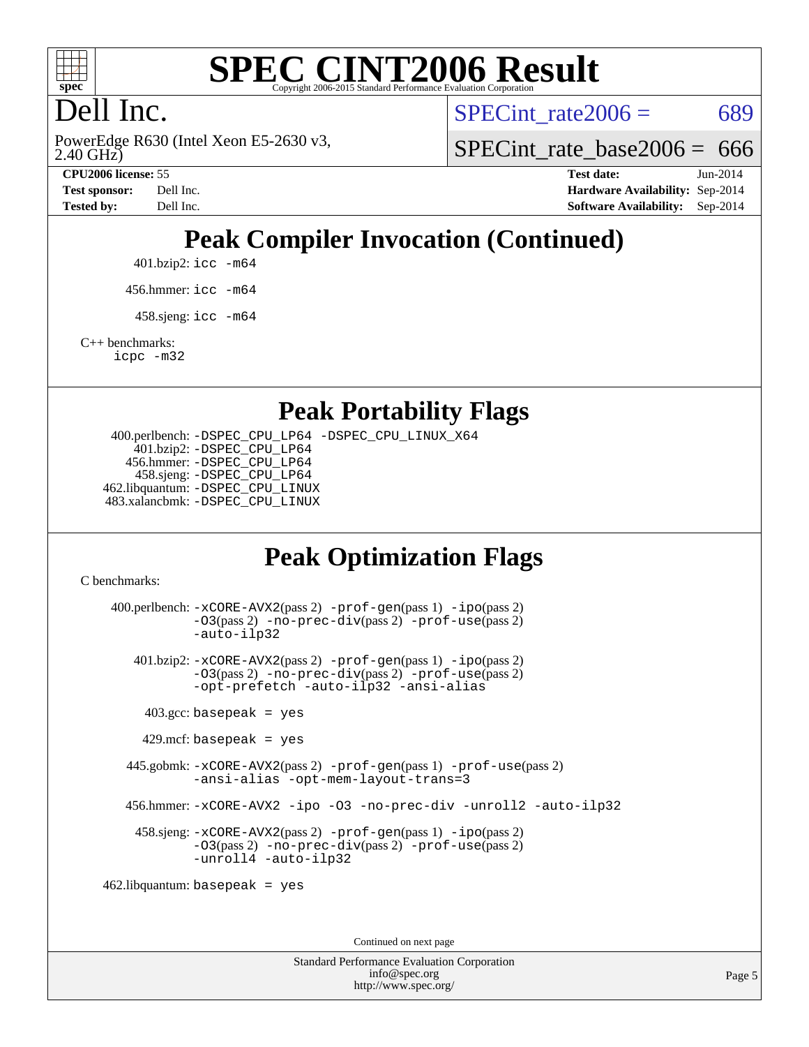# SPEC CINT2006 Result

Copyright 2006-2015 Standard Performance Evaluation Corporation

## Dell Inc.

PowerEdge R630 (Intel Xeon E5-2630 v3, 2.40 GHz)

SPECint_rate2006 = 689

SPECint_rate_base2006 = 666

**CPU2006 license:** 55
**Test sponsor:** Dell Inc.
**Tested by:** Dell Inc.

**Test date:** Jun-2014
**Hardware Availability:** Sep-2014
**Software Availability:** Sep-2014

## Peak Compiler Invocation (Continued)

401.bzip2: `icc -m64`

456.hmmer: `icc -m64`

458.sjeng: `icc -m64`

C++ benchmarks:
`icpc -m32`

## Peak Portability Flags

400.perlbench: `-DSPEC_CPU_LP64 -DSPEC_CPU_LINUX_X64`
401.bzip2: `-DSPEC_CPU_LP64`
456.hmmer: `-DSPEC_CPU_LP64`
458.sjeng: `-DSPEC_CPU_LP64`
462.libquantum: `-DSPEC_CPU_LINUX`
483.xalancbmk: `-DSPEC_CPU_LINUX`

## Peak Optimization Flags

C benchmarks:

400.perlbench: `-xCORE-AVX2`(pass 2) `-prof-gen`(pass 1) `-ipo`(pass 2) `-O3`(pass 2) `-no-prec-div`(pass 2) `-prof-use`(pass 2) `-auto-ilp32`

401.bzip2: `-xCORE-AVX2`(pass 2) `-prof-gen`(pass 1) `-ipo`(pass 2) `-O3`(pass 2) `-no-prec-div`(pass 2) `-prof-use`(pass 2) `-opt-prefetch -auto-ilp32 -ansi-alias`

403.gcc: `basepeak = yes`

429.mcf: `basepeak = yes`

445.gobmk: `-xCORE-AVX2`(pass 2) `-prof-gen`(pass 1) `-prof-use`(pass 2) `-ansi-alias -opt-mem-layout-trans=3`

456.hmmer: `-xCORE-AVX2 -ipo -O3 -no-prec-div -unroll2 -auto-ilp32`

458.sjeng: `-xCORE-AVX2`(pass 2) `-prof-gen`(pass 1) `-ipo`(pass 2) `-O3`(pass 2) `-no-prec-div`(pass 2) `-prof-use`(pass 2) `-unroll4 -auto-ilp32`

462.libquantum: `basepeak = yes`

Continued on next page

Standard Performance Evaluation Corporation
info@spec.org
http://www.spec.org/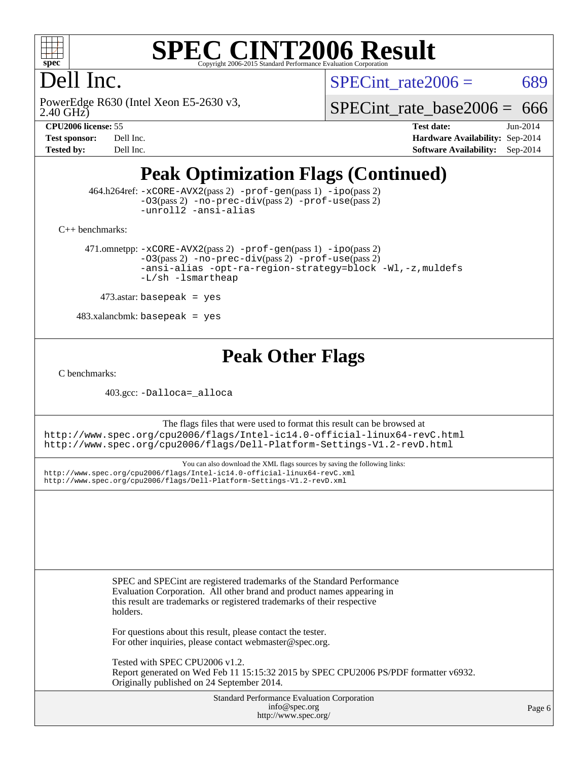# Peak Optimization Flags (Continued)

464.h264ref: -xCORE-AVX2(pass 2) -prof-gen(pass 1) -ipo(pass 2) -O3(pass 2) -no-prec-div(pass 2) -prof-use(pass 2) -unroll2 -ansi-alias

C++ benchmarks:

471.omnetpp: -xCORE-AVX2(pass 2) -prof-gen(pass 1) -ipo(pass 2) -O3(pass 2) -no-prec-div(pass 2) -prof-use(pass 2) -ansi-alias -opt-ra-region-strategy=block -Wl,-z,muldefs -L/sh -lsmartheap

473.astar: basepeak = yes

483.xalancbmk: basepeak = yes

# Peak Other Flags

C benchmarks:

403.gcc: -Dalloca=_alloca

The flags files that were used to format this result can be browsed at
http://www.spec.org/cpu2006/flags/Intel-ic14.0-official-linux64-revC.html
http://www.spec.org/cpu2006/flags/Dell-Platform-Settings-V1.2-revD.html

You can also download the XML flags sources by saving the following links:
http://www.spec.org/cpu2006/flags/Intel-ic14.0-official-linux64-revC.xml
http://www.spec.org/cpu2006/flags/Dell-Platform-Settings-V1.2-revD.xml

SPEC and SPECint are registered trademarks of the Standard Performance Evaluation Corporation. All other brand and product names appearing in this result are trademarks or registered trademarks of their respective holders.

For questions about this result, please contact the tester.
For other inquiries, please contact webmaster@spec.org.

Tested with SPEC CPU2006 v1.2.
Report generated on Wed Feb 11 15:15:32 2015 by SPEC CPU2006 PS/PDF formatter v6932.
Originally published on 24 September 2014.